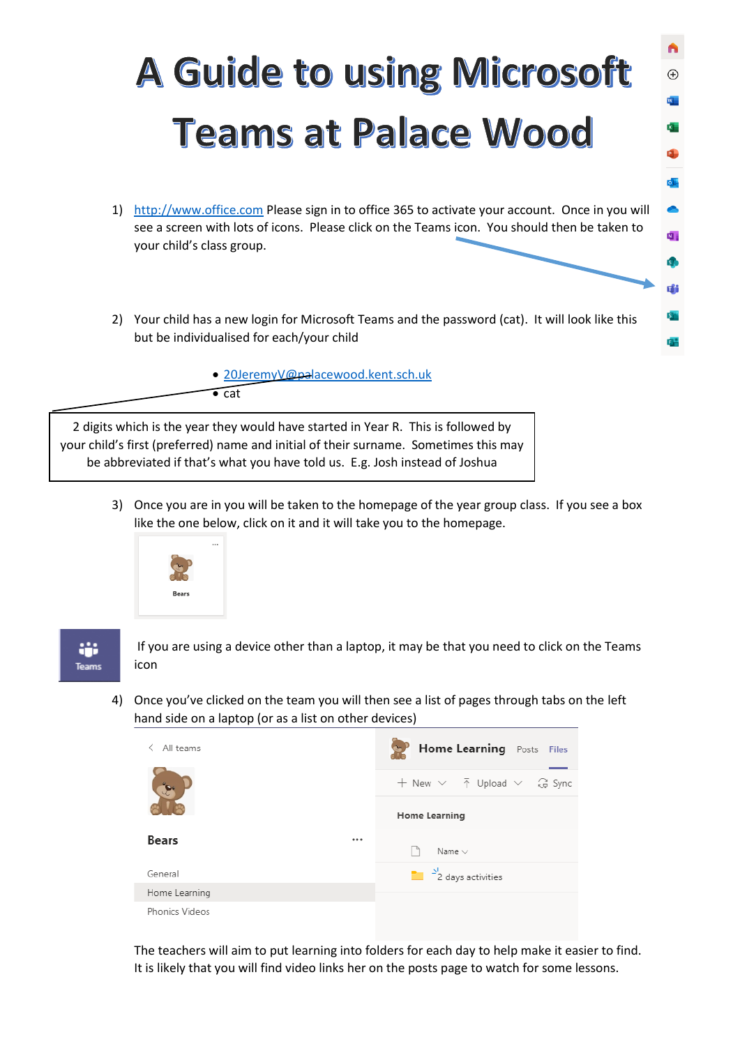# A Guide to using Microsoft Teams at Palace Wood

1) http://www.office.com Please sign in to office 365 to activate your account. Once in you will see a screen with lots of icons. Please click on the Teams icon. You should then be taken to your child's class group.

2) Your child has a new login for Microsoft Teams and the password (cat). It will look like this but be individualised for each/your child

   - 20JeremyV@palacewood.kent.sch.uk
   - cat

2 digits which is the year they would have started in Year R. This is followed by your child's first (preferred) name and initial of their surname. Sometimes this may be abbreviated if that's what you have told us. E.g. Josh instead of Joshua

3) Once you are in you will be taken to the homepage of the year group class. If you see a box like the one below, click on it and it will take you to the homepage.

Bears

Teams

If you are using a device other than a laptop, it may be that you need to click on the Teams icon

4) Once you've clicked on the team you will then see a list of pages through tabs on the left hand side on a laptop (or as a list on other devices)

All teams

Bears

General
Home Learning
Phonics Videos

Home Learning Posts Files

New Upload Sync

Home Learning

Name

2 days activities

The teachers will aim to put learning into folders for each day to help make it easier to find. It is likely that you will find video links her on the posts page to watch for some lessons.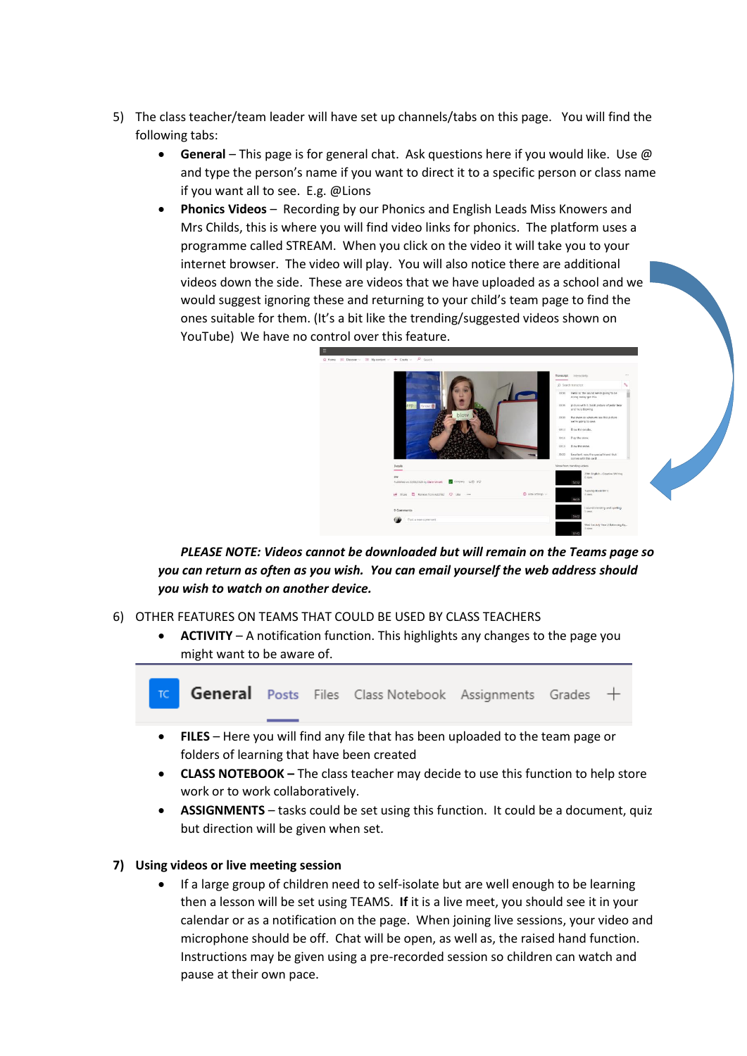5) The class teacher/team leader will have set up channels/tabs on this page. You will find the following tabs:
   - **General** – This page is for general chat. Ask questions here if you would like. Use @ and type the person's name if you want to direct it to a specific person or class name if you want all to see. E.g. @Lions
   - **Phonics Videos** – Recording by our Phonics and English Leads Miss Knowers and Mrs Childs, this is where you will find video links for phonics. The platform uses a programme called STREAM. When you click on the video it will take you to your internet browser. The video will play. You will also notice there are additional videos down the side. These are videos that we have uploaded as a school and we would suggest ignoring these and returning to your child's team page to find the ones suitable for them. (It's a bit like the trending/suggested videos shown on YouTube) We have no control over this feature.

***PLEASE NOTE: Videos cannot be downloaded but will remain on the Teams page so you can return as often as you wish. You can email yourself the web address should you wish to watch on another device.***

6) OTHER FEATURES ON TEAMS THAT COULD BE USED BY CLASS TEACHERS
   - **ACTIVITY** – A notification function. This highlights any changes to the page you might want to be aware of.

TC General Posts Files Class Notebook Assignments Grades +

   - **FILES** – Here you will find any file that has been uploaded to the team page or folders of learning that have been created
   - **CLASS NOTEBOOK –** The class teacher may decide to use this function to help store work or to work collaboratively.
   - **ASSIGNMENTS** – tasks could be set using this function. It could be a document, quiz but direction will be given when set.

**7) Using videos or live meeting session**
   - If a large group of children need to self-isolate but are well enough to be learning then a lesson will be set using TEAMS. **If** it is a live meet, you should see it in your calendar or as a notification on the page. When joining live sessions, your video and microphone should be off. Chat will be open, as well as, the raised hand function. Instructions may be given using a pre-recorded session so children can watch and pause at their own pace.